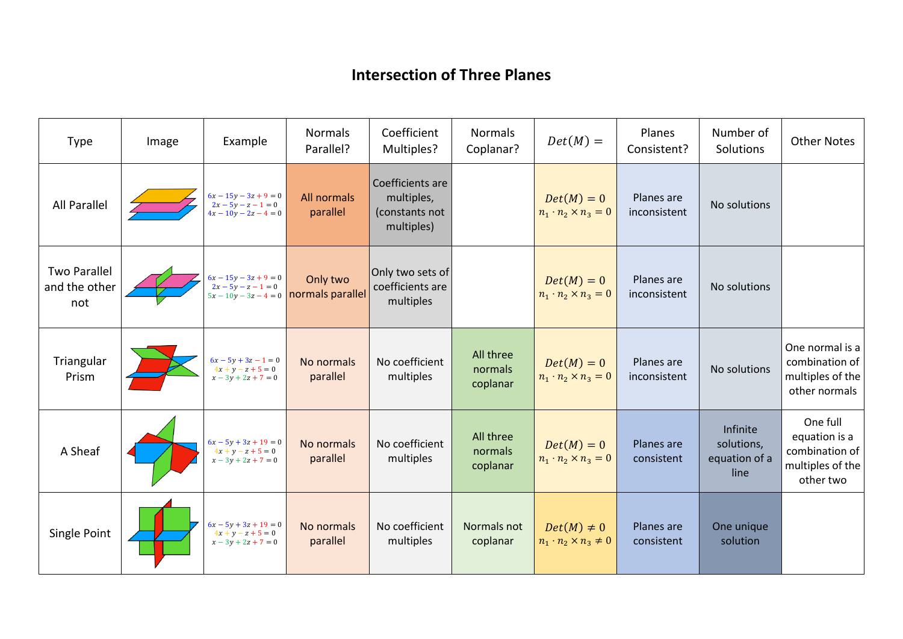# Intersection of Three Planes

| Type | Image | Example | Normals Parallel? | Coefficient Multiples? | Normals Coplanar? | $Det(M) =$ | Planes Consistent? | Number of Solutions | Other Notes |
|---|---|---|---|---|---|---|---|---|---|
| All Parallel | | $6x - 15y - 3z + 9 = 0$<br>$2x - 5y - z - 1 = 0$<br>$4x - 10y - 2z - 4 = 0$ | All normals parallel | Coefficients are multiples, (constants not multiples) | | $Det(M) = 0$<br>$n_1 \cdot n_2 \times n_3 = 0$ | Planes are inconsistent | No solutions | |
| Two Parallel and the other not | | $6x - 15y - 3z + 9 = 0$<br>$2x - 5y - z - 1 = 0$<br>$5x - 10y - 3z - 4 = 0$ | Only two normals parallel | Only two sets of coefficients are multiples | | $Det(M) = 0$<br>$n_1 \cdot n_2 \times n_3 = 0$ | Planes are inconsistent | No solutions | |
| Triangular Prism | | $6x - 5y + 3z - 1 = 0$<br>$4x + y - z + 5 = 0$<br>$x - 3y + 2z + 7 = 0$ | No normals parallel | No coefficient multiples | All three normals coplanar | $Det(M) = 0$<br>$n_1 \cdot n_2 \times n_3 = 0$ | Planes are inconsistent | No solutions | One normal is a combination of multiples of the other normals |
| A Sheaf | | $6x - 5y + 3z + 19 = 0$<br>$4x + y - z + 5 = 0$<br>$x - 3y + 2z + 7 = 0$ | No normals parallel | No coefficient multiples | All three normals coplanar | $Det(M) = 0$<br>$n_1 \cdot n_2 \times n_3 = 0$ | Planes are consistent | Infinite solutions, equation of a line | One full equation is a combination of multiples of the other two |
| Single Point | | $6x - 5y + 3z + 19 = 0$<br>$4x + y - z + 5 = 0$<br>$x - 3y + 2z + 7 = 0$ | No normals parallel | No coefficient multiples | Normals not coplanar | $Det(M) \neq 0$<br>$n_1 \cdot n_2 \times n_3 \neq 0$ | Planes are consistent | One unique solution | |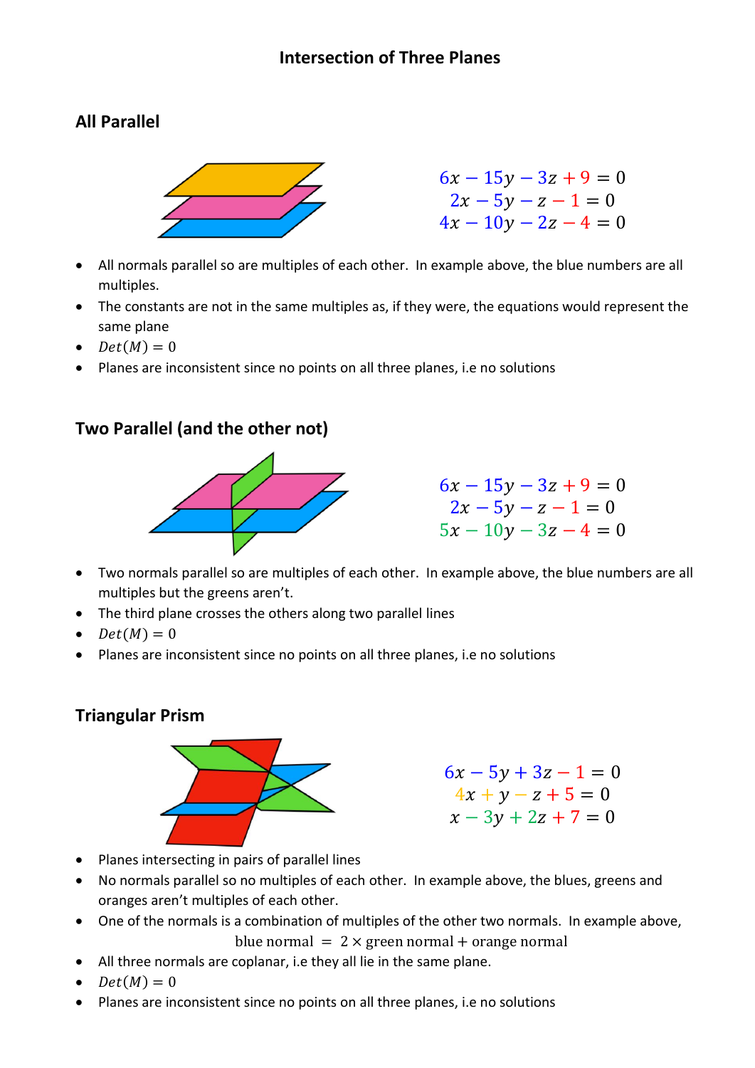# Intersection of Three Planes

## All Parallel

$$6x - 15y - 3z + 9 = 0$$
$$2x - 5y - z - 1 = 0$$
$$4x - 10y - 2z - 4 = 0$$

- All normals parallel so are multiples of each other. In example above, the blue numbers are all multiples.
- The constants are not in the same multiples as, if they were, the equations would represent the same plane
- $Det(M) = 0$
- Planes are inconsistent since no points on all three planes, i.e no solutions

## Two Parallel (and the other not)

$$6x - 15y - 3z + 9 = 0$$
$$2x - 5y - z - 1 = 0$$
$$5x - 10y - 3z - 4 = 0$$

- Two normals parallel so are multiples of each other. In example above, the blue numbers are all multiples but the greens aren't.
- The third plane crosses the others along two parallel lines
- $Det(M) = 0$
- Planes are inconsistent since no points on all three planes, i.e no solutions

## Triangular Prism

$$6x - 5y + 3z - 1 = 0$$
$$4x + y - z + 5 = 0$$
$$x - 3y + 2z + 7 = 0$$

- Planes intersecting in pairs of parallel lines
- No normals parallel so no multiples of each other. In example above, the blues, greens and oranges aren't multiples of each other.
- One of the normals is a combination of multiples of the other two normals. In example above,
  $$\text{blue normal} = 2 \times \text{green normal} + \text{orange normal}$$
- All three normals are coplanar, i.e they all lie in the same plane.
- $Det(M) = 0$
- Planes are inconsistent since no points on all three planes, i.e no solutions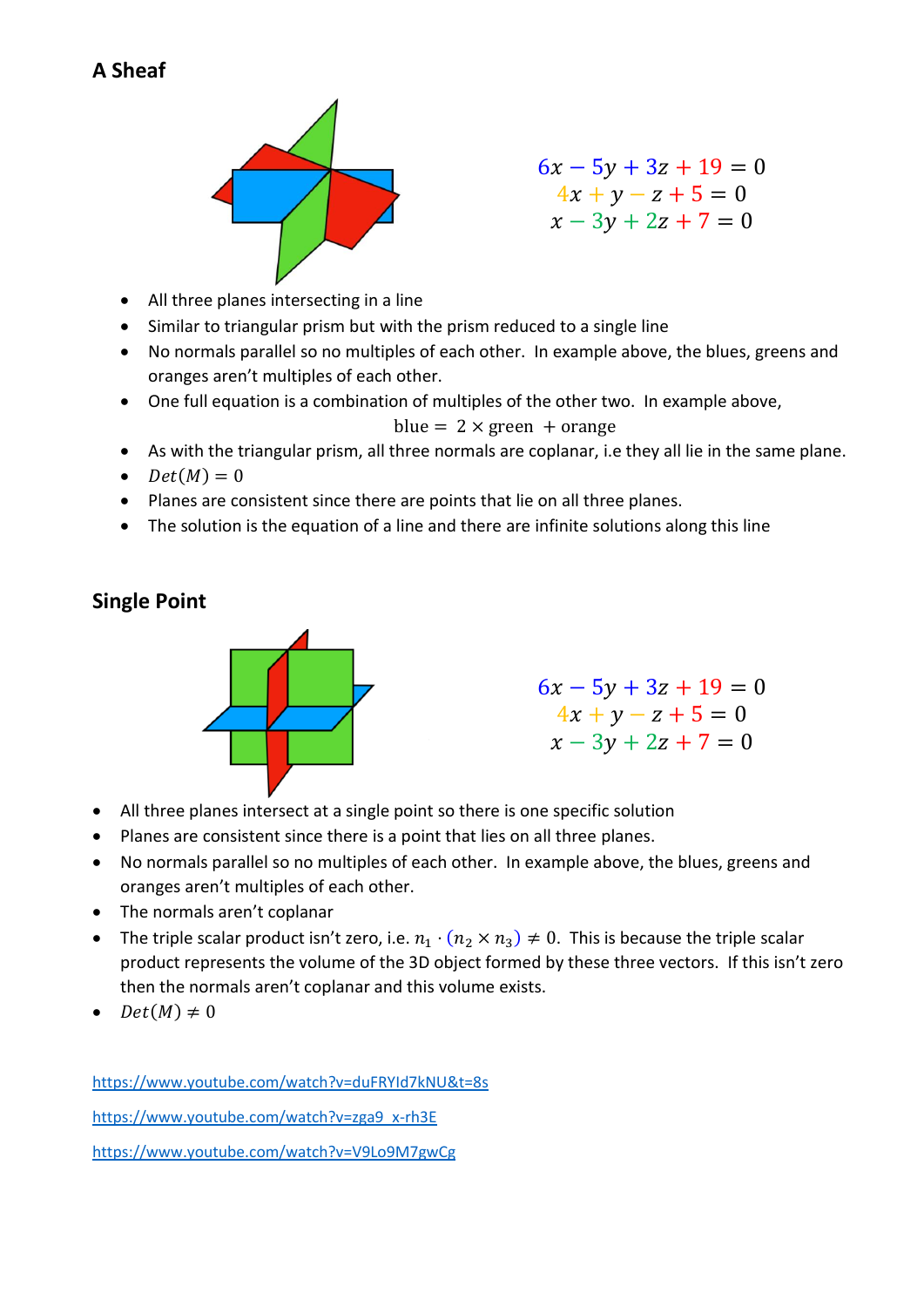## A Sheaf

$$6x - 5y + 3z + 19 = 0$$
$$4x + y - z + 5 = 0$$
$$x - 3y + 2z + 7 = 0$$

- All three planes intersecting in a line
- Similar to triangular prism but with the prism reduced to a single line
- No normals parallel so no multiples of each other. In example above, the blues, greens and oranges aren't multiples of each other.
- One full equation is a combination of multiples of the other two. In example above,
  $$\text{blue} = 2 \times \text{green} + \text{orange}$$
- As with the triangular prism, all three normals are coplanar, i.e they all lie in the same plane.
- $Det(M) = 0$
- Planes are consistent since there are points that lie on all three planes.
- The solution is the equation of a line and there are infinite solutions along this line

## Single Point

$$6x - 5y + 3z + 19 = 0$$
$$4x + y - z + 5 = 0$$
$$x - 3y + 2z + 7 = 0$$

- All three planes intersect at a single point so there is one specific solution
- Planes are consistent since there is a point that lies on all three planes.
- No normals parallel so no multiples of each other. In example above, the blues, greens and oranges aren't multiples of each other.
- The normals aren't coplanar
- The triple scalar product isn't zero, i.e. $n_1 \cdot (n_2 \times n_3) \neq 0$. This is because the triple scalar product represents the volume of the 3D object formed by these three vectors. If this isn't zero then the normals aren't coplanar and this volume exists.
- $Det(M) \neq 0$

https://www.youtube.com/watch?v=duFRYId7kNU&t=8s

https://www.youtube.com/watch?v=zga9_x-rh3E

https://www.youtube.com/watch?v=V9Lo9M7gwCg